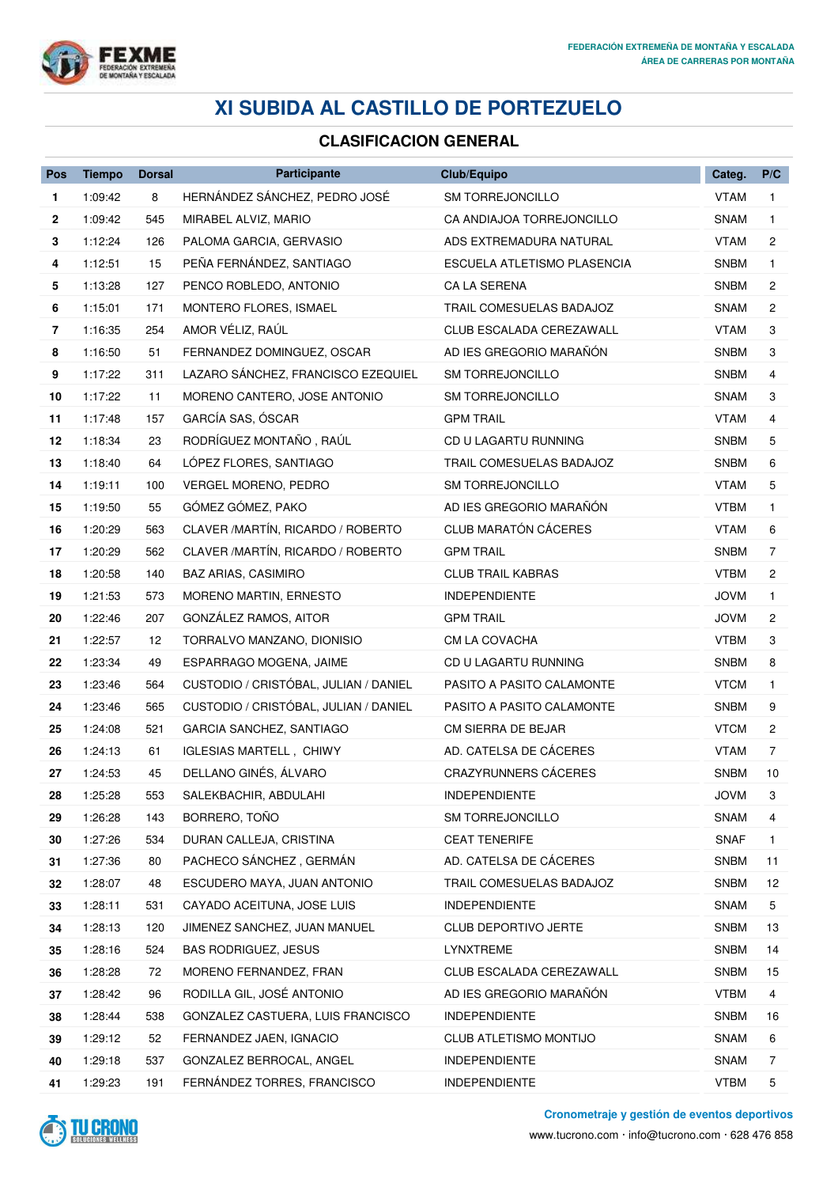FEDERACIÓN EXTREMEÑA DE MONTAÑA Y ESCALADA
ÁREA DE CARRERAS POR MONTAÑA

# XI SUBIDA AL CASTILLO DE PORTEZUELO

## CLASIFICACION GENERAL

| Pos | Tiempo | Dorsal | Participante | Club/Equipo | Categ. | P/C |
|---|---|---|---|---|---|---|
| 1 | 1:09:42 | 8 | HERNÁNDEZ SÁNCHEZ, PEDRO JOSÉ | SM TORREJONCILLO | VTAM | 1 |
| 2 | 1:09:42 | 545 | MIRABEL ALVIZ, MARIO | CA ANDIAJOA TORREJONCILLO | SNAM | 1 |
| 3 | 1:12:24 | 126 | PALOMA GARCIA, GERVASIO | ADS EXTREMADURA NATURAL | VTAM | 2 |
| 4 | 1:12:51 | 15 | PEÑA FERNÁNDEZ, SANTIAGO | ESCUELA ATLETISMO PLASENCIA | SNBM | 1 |
| 5 | 1:13:28 | 127 | PENCO ROBLEDO, ANTONIO | CA LA SERENA | SNBM | 2 |
| 6 | 1:15:01 | 171 | MONTERO FLORES, ISMAEL | TRAIL COMESUELAS BADAJOZ | SNAM | 2 |
| 7 | 1:16:35 | 254 | AMOR VÉLIZ, RAÚL | CLUB ESCALADA CEREZAWALL | VTAM | 3 |
| 8 | 1:16:50 | 51 | FERNANDEZ DOMINGUEZ, OSCAR | AD IES GREGORIO MARAÑÓN | SNBM | 3 |
| 9 | 1:17:22 | 311 | LAZARO SÁNCHEZ, FRANCISCO EZEQUIEL | SM TORREJONCILLO | SNBM | 4 |
| 10 | 1:17:22 | 11 | MORENO CANTERO, JOSE ANTONIO | SM TORREJONCILLO | SNAM | 3 |
| 11 | 1:17:48 | 157 | GARCÍA SAS, ÓSCAR | GPM TRAIL | VTAM | 4 |
| 12 | 1:18:34 | 23 | RODRÍGUEZ MONTAÑO , RAÚL | CD U LAGARTU RUNNING | SNBM | 5 |
| 13 | 1:18:40 | 64 | LÓPEZ FLORES, SANTIAGO | TRAIL COMESUELAS BADAJOZ | SNBM | 6 |
| 14 | 1:19:11 | 100 | VERGEL MORENO, PEDRO | SM TORREJONCILLO | VTAM | 5 |
| 15 | 1:19:50 | 55 | GÓMEZ GÓMEZ, PAKO | AD IES GREGORIO MARAÑÓN | VTBM | 1 |
| 16 | 1:20:29 | 563 | CLAVER /MARTÍN, RICARDO / ROBERTO | CLUB MARATÓN CÁCERES | VTAM | 6 |
| 17 | 1:20:29 | 562 | CLAVER /MARTÍN, RICARDO / ROBERTO | GPM TRAIL | SNBM | 7 |
| 18 | 1:20:58 | 140 | BAZ ARIAS, CASIMIRO | CLUB TRAIL KABRAS | VTBM | 2 |
| 19 | 1:21:53 | 573 | MORENO MARTIN, ERNESTO | INDEPENDIENTE | JOVM | 1 |
| 20 | 1:22:46 | 207 | GONZÁLEZ RAMOS, AITOR | GPM TRAIL | JOVM | 2 |
| 21 | 1:22:57 | 12 | TORRALVO MANZANO, DIONISIO | CM LA COVACHA | VTBM | 3 |
| 22 | 1:23:34 | 49 | ESPARRAGO MOGENA, JAIME | CD U LAGARTU RUNNING | SNBM | 8 |
| 23 | 1:23:46 | 564 | CUSTODIO / CRISTÓBAL, JULIAN / DANIEL | PASITO A PASITO CALAMONTE | VTCM | 1 |
| 24 | 1:23:46 | 565 | CUSTODIO / CRISTÓBAL, JULIAN / DANIEL | PASITO A PASITO CALAMONTE | SNBM | 9 |
| 25 | 1:24:08 | 521 | GARCIA SANCHEZ, SANTIAGO | CM SIERRA DE BEJAR | VTCM | 2 |
| 26 | 1:24:13 | 61 | IGLESIAS MARTELL , CHIWY | AD. CATELSA DE CÁCERES | VTAM | 7 |
| 27 | 1:24:53 | 45 | DELLANO GINÉS, ÁLVARO | CRAZYRUNNERS CÁCERES | SNBM | 10 |
| 28 | 1:25:28 | 553 | SALEKBACHIR, ABDULAHI | INDEPENDIENTE | JOVM | 3 |
| 29 | 1:26:28 | 143 | BORRERO, TOÑO | SM TORREJONCILLO | SNAM | 4 |
| 30 | 1:27:26 | 534 | DURAN CALLEJA, CRISTINA | CEAT TENERIFE | SNAF | 1 |
| 31 | 1:27:36 | 80 | PACHECO SÁNCHEZ , GERMÁN | AD. CATELSA DE CÁCERES | SNBM | 11 |
| 32 | 1:28:07 | 48 | ESCUDERO MAYA, JUAN ANTONIO | TRAIL COMESUELAS BADAJOZ | SNBM | 12 |
| 33 | 1:28:11 | 531 | CAYADO ACEITUNA, JOSE LUIS | INDEPENDIENTE | SNAM | 5 |
| 34 | 1:28:13 | 120 | JIMENEZ SANCHEZ, JUAN MANUEL | CLUB DEPORTIVO JERTE | SNBM | 13 |
| 35 | 1:28:16 | 524 | BAS RODRIGUEZ, JESUS | LYNXTREME | SNBM | 14 |
| 36 | 1:28:28 | 72 | MORENO FERNANDEZ, FRAN | CLUB ESCALADA CEREZAWALL | SNBM | 15 |
| 37 | 1:28:42 | 96 | RODILLA GIL, JOSÉ ANTONIO | AD IES GREGORIO MARAÑÓN | VTBM | 4 |
| 38 | 1:28:44 | 538 | GONZALEZ CASTUERA, LUIS FRANCISCO | INDEPENDIENTE | SNBM | 16 |
| 39 | 1:29:12 | 52 | FERNANDEZ JAEN, IGNACIO | CLUB ATLETISMO MONTIJO | SNAM | 6 |
| 40 | 1:29:18 | 537 | GONZALEZ BERROCAL, ANGEL | INDEPENDIENTE | SNAM | 7 |
| 41 | 1:29:23 | 191 | FERNÁNDEZ TORRES, FRANCISCO | INDEPENDIENTE | VTBM | 5 |

Cronometraje y gestión de eventos deportivos
www.tucrono.com · info@tucrono.com · 628 476 858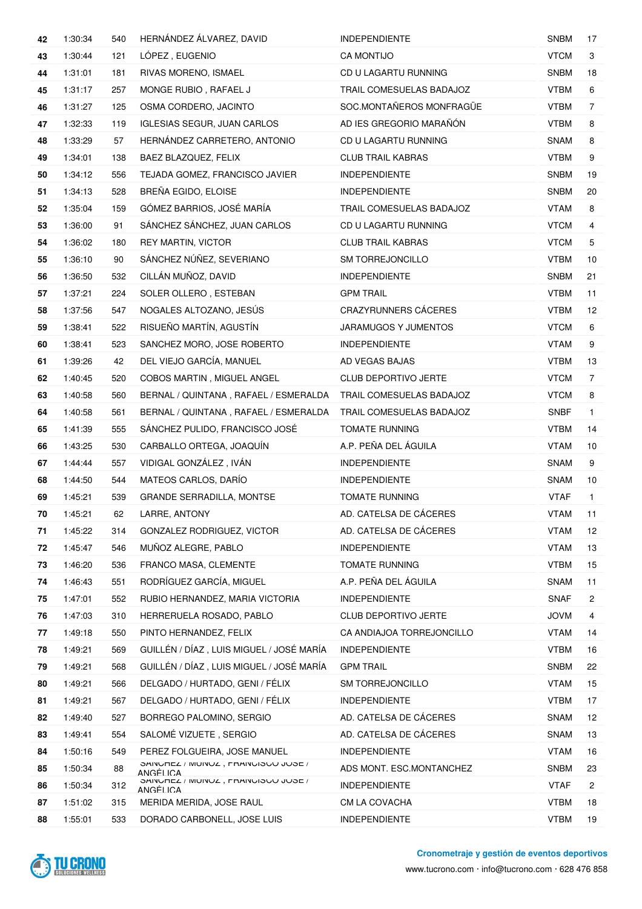| 42 | 1:30:34 | 540 | HERNÁNDEZ ÁLVAREZ, DAVID | INDEPENDIENTE | SNBM | 17 |
|---|---|---|---|---|---|---|
| 43 | 1:30:44 | 121 | LÓPEZ , EUGENIO | CA MONTIJO | VTCM | 3 |
| 44 | 1:31:01 | 181 | RIVAS MORENO, ISMAEL | CD U LAGARTU RUNNING | SNBM | 18 |
| 45 | 1:31:17 | 257 | MONGE RUBIO , RAFAEL J | TRAIL COMESUELAS BADAJOZ | VTBM | 6 |
| 46 | 1:31:27 | 125 | OSMA CORDERO, JACINTO | SOC.MONTAÑEROS MONFRAGÜE | VTBM | 7 |
| 47 | 1:32:33 | 119 | IGLESIAS SEGUR, JUAN CARLOS | AD IES GREGORIO MARAÑÓN | VTBM | 8 |
| 48 | 1:33:29 | 57 | HERNÁNDEZ CARRETERO, ANTONIO | CD U LAGARTU RUNNING | SNAM | 8 |
| 49 | 1:34:01 | 138 | BAEZ BLAZQUEZ, FELIX | CLUB TRAIL KABRAS | VTBM | 9 |
| 50 | 1:34:12 | 556 | TEJADA GOMEZ, FRANCISCO JAVIER | INDEPENDIENTE | SNBM | 19 |
| 51 | 1:34:13 | 528 | BREÑA EGIDO, ELOISE | INDEPENDIENTE | SNBM | 20 |
| 52 | 1:35:04 | 159 | GÓMEZ BARRIOS, JOSÉ MARÍA | TRAIL COMESUELAS BADAJOZ | VTAM | 8 |
| 53 | 1:36:00 | 91 | SÁNCHEZ SÁNCHEZ, JUAN CARLOS | CD U LAGARTU RUNNING | VTCM | 4 |
| 54 | 1:36:02 | 180 | REY MARTIN, VICTOR | CLUB TRAIL KABRAS | VTCM | 5 |
| 55 | 1:36:10 | 90 | SÁNCHEZ NÚÑEZ, SEVERIANO | SM TORREJONCILLO | VTBM | 10 |
| 56 | 1:36:50 | 532 | CILLÁN MUÑOZ, DAVID | INDEPENDIENTE | SNBM | 21 |
| 57 | 1:37:21 | 224 | SOLER OLLERO , ESTEBAN | GPM TRAIL | VTBM | 11 |
| 58 | 1:37:56 | 547 | NOGALES ALTOZANO, JESÚS | CRAZYRUNNERS CÁCERES | VTBM | 12 |
| 59 | 1:38:41 | 522 | RISUEÑO MARTÍN, AGUSTÍN | JARAMUGOS Y JUMENTOS | VTCM | 6 |
| 60 | 1:38:41 | 523 | SANCHEZ MORO, JOSE ROBERTO | INDEPENDIENTE | VTAM | 9 |
| 61 | 1:39:26 | 42 | DEL VIEJO GARCÍA, MANUEL | AD VEGAS BAJAS | VTBM | 13 |
| 62 | 1:40:45 | 520 | COBOS MARTIN , MIGUEL ANGEL | CLUB DEPORTIVO JERTE | VTCM | 7 |
| 63 | 1:40:58 | 560 | BERNAL / QUINTANA , RAFAEL / ESMERALDA | TRAIL COMESUELAS BADAJOZ | VTCM | 8 |
| 64 | 1:40:58 | 561 | BERNAL / QUINTANA , RAFAEL / ESMERALDA | TRAIL COMESUELAS BADAJOZ | SNBF | 1 |
| 65 | 1:41:39 | 555 | SÁNCHEZ PULIDO, FRANCISCO JOSÉ | TOMATE RUNNING | VTBM | 14 |
| 66 | 1:43:25 | 530 | CARBALLO ORTEGA, JOAQUÍN | A.P. PEÑA DEL ÁGUILA | VTAM | 10 |
| 67 | 1:44:44 | 557 | VIDIGAL GONZÁLEZ , IVÁN | INDEPENDIENTE | SNAM | 9 |
| 68 | 1:44:50 | 544 | MATEOS CARLOS, DARÍO | INDEPENDIENTE | SNAM | 10 |
| 69 | 1:45:21 | 539 | GRANDE SERRADILLA, MONTSE | TOMATE RUNNING | VTAF | 1 |
| 70 | 1:45:21 | 62 | LARRE, ANTONY | AD. CATELSA DE CÁCERES | VTAM | 11 |
| 71 | 1:45:22 | 314 | GONZALEZ RODRIGUEZ, VICTOR | AD. CATELSA DE CÁCERES | VTAM | 12 |
| 72 | 1:45:47 | 546 | MUÑOZ ALEGRE, PABLO | INDEPENDIENTE | VTAM | 13 |
| 73 | 1:46:20 | 536 | FRANCO MASA, CLEMENTE | TOMATE RUNNING | VTBM | 15 |
| 74 | 1:46:43 | 551 | RODRÍGUEZ GARCÍA, MIGUEL | A.P. PEÑA DEL ÁGUILA | SNAM | 11 |
| 75 | 1:47:01 | 552 | RUBIO HERNANDEZ, MARIA VICTORIA | INDEPENDIENTE | SNAF | 2 |
| 76 | 1:47:03 | 310 | HERRERUELA ROSADO, PABLO | CLUB DEPORTIVO JERTE | JOVM | 4 |
| 77 | 1:49:18 | 550 | PINTO HERNANDEZ, FELIX | CA ANDIAJOA TORREJONCILLO | VTAM | 14 |
| 78 | 1:49:21 | 569 | GUILLÉN / DÍAZ , LUIS MIGUEL / JOSÉ MARÍA | INDEPENDIENTE | VTBM | 16 |
| 79 | 1:49:21 | 568 | GUILLÉN / DÍAZ , LUIS MIGUEL / JOSÉ MARÍA | GPM TRAIL | SNBM | 22 |
| 80 | 1:49:21 | 566 | DELGADO / HURTADO, GENI / FÉLIX | SM TORREJONCILLO | VTAM | 15 |
| 81 | 1:49:21 | 567 | DELGADO / HURTADO, GENI / FÉLIX | INDEPENDIENTE | VTBM | 17 |
| 82 | 1:49:40 | 527 | BORREGO PALOMINO, SERGIO | AD. CATELSA DE CÁCERES | SNAM | 12 |
| 83 | 1:49:41 | 554 | SALOMÉ VIZUETE , SERGIO | AD. CATELSA DE CÁCERES | SNAM | 13 |
| 84 | 1:50:16 | 549 | PEREZ FOLGUEIRA, JOSE MANUEL | INDEPENDIENTE | VTAM | 16 |
| 85 | 1:50:34 | 88 | SANCHEZ / MUÑOZ , FRANCISCO JOSE / ANGÉLICA | ADS MONT. ESC.MONTANCHEZ | SNBM | 23 |
| 86 | 1:50:34 | 312 | SANCHEZ / MUÑOZ , FRANCISCO JOSE / ANGÉLICA | INDEPENDIENTE | VTAF | 2 |
| 87 | 1:51:02 | 315 | MERIDA MERIDA, JOSE RAUL | CM LA COVACHA | VTBM | 18 |
| 88 | 1:55:01 | 533 | DORADO CARBONELL, JOSE LUIS | INDEPENDIENTE | VTBM | 19 |

**Cronometraje y gestión de eventos deportivos**

www.tucrono.com · info@tucrono.com · 628 476 858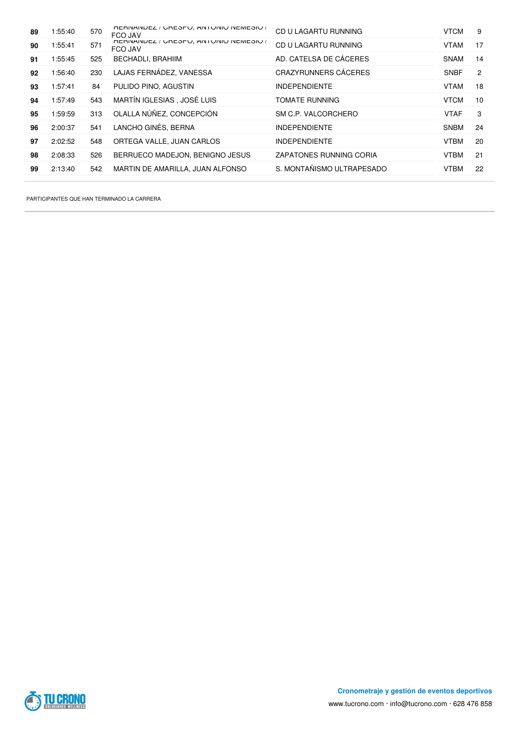| | | | | | | |
|---|---|---|---|---|---|---|
| **89** | 1:55:40 | 570 | HERNANDEZ / CRESPO, ANTONIO NEMESIO / FCO JAV | CD U LAGARTU RUNNING | VTCM | 9 |
| **90** | 1:55:41 | 571 | HERNANDEZ / CRESPO, ANTONIO NEMESIO / FCO JAV | CD U LAGARTU RUNNING | VTAM | 17 |
| **91** | 1:55:45 | 525 | BECHADLI, BRAHIIM | AD. CATELSA DE CÁCERES | SNAM | 14 |
| **92** | 1:56:40 | 230 | LAJAS FERNÁDEZ, VANESSA | CRAZYRUNNERS CÁCERES | SNBF | 2 |
| **93** | 1:57:41 | 84 | PULIDO PINO, AGUSTIN | INDEPENDIENTE | VTAM | 18 |
| **94** | 1:57:49 | 543 | MARTÍN IGLESIAS , JOSÉ LUIS | TOMATE RUNNING | VTCM | 10 |
| **95** | 1:59:59 | 313 | OLALLA NÚÑEZ, CONCEPCIÓN | SM C.P. VALCORCHERO | VTAF | 3 |
| **96** | 2:00:37 | 541 | LANCHO GINÉS, BERNA | INDEPENDIENTE | SNBM | 24 |
| **97** | 2:02:52 | 548 | ORTEGA VALLE, JUAN CARLOS | INDEPENDIENTE | VTBM | 20 |
| **98** | 2:08:33 | 526 | BERRUECO MADEJON, BENIGNO JESUS | ZAPATONES RUNNING CORIA | VTBM | 21 |
| **99** | 2:13:40 | 542 | MARTIN DE AMARILLA, JUAN ALFONSO | S. MONTAÑISMO ULTRAPESADO | VTBM | 22 |

PARTICIPANTES QUE HAN TERMINADO LA CARRERA

**Cronometraje y gestión de eventos deportivos**

www.tucrono.com · info@tucrono.com · 628 476 858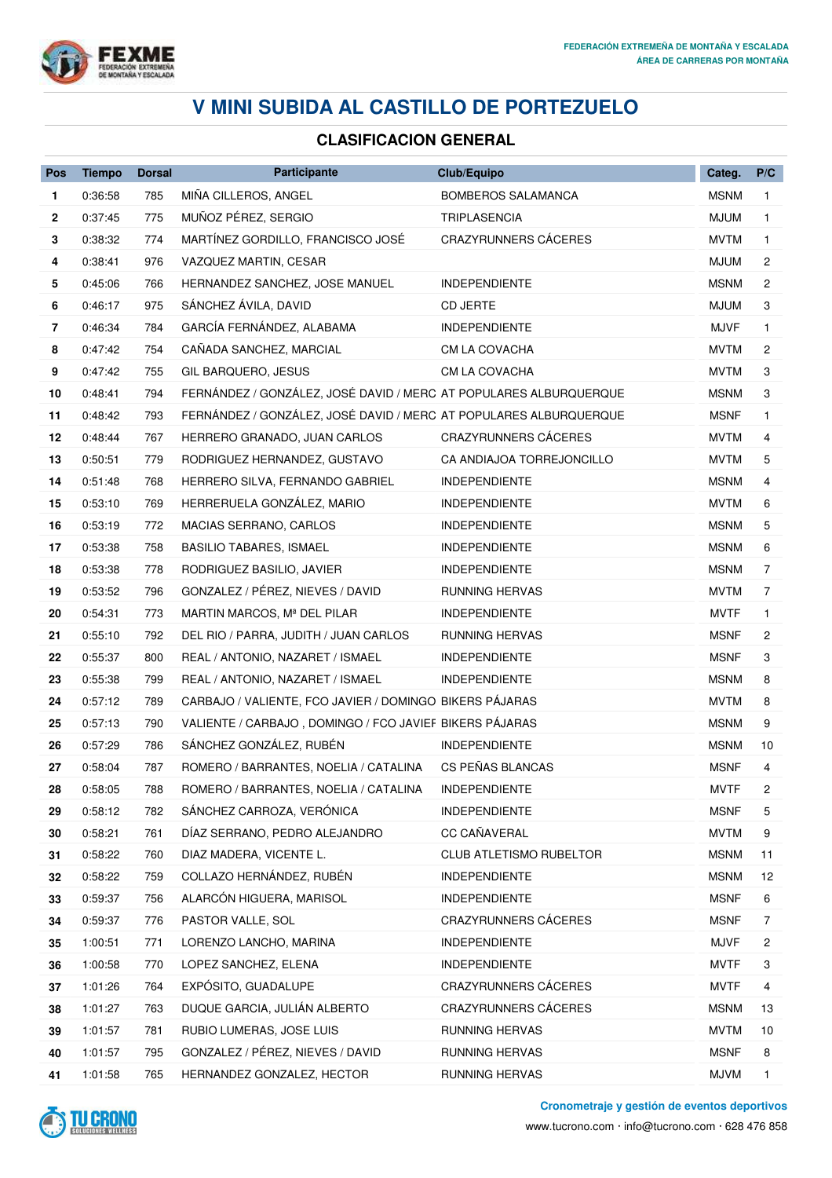# V MINI SUBIDA AL CASTILLO DE PORTEZUELO

## CLASIFICACION GENERAL

| Pos | Tiempo | Dorsal | Participante | Club/Equipo | Categ. | P/C |
|---|---|---|---|---|---|---|
| 1 | 0:36:58 | 785 | MIÑA CILLEROS, ANGEL | BOMBEROS SALAMANCA | MSNM | 1 |
| 2 | 0:37:45 | 775 | MUÑOZ PÉREZ, SERGIO | TRIPLASENCIA | MJUM | 1 |
| 3 | 0:38:32 | 774 | MARTÍNEZ GORDILLO, FRANCISCO JOSÉ | CRAZYRUNNERS CÁCERES | MVTM | 1 |
| 4 | 0:38:41 | 976 | VAZQUEZ MARTIN, CESAR | | MJUM | 2 |
| 5 | 0:45:06 | 766 | HERNANDEZ SANCHEZ, JOSE MANUEL | INDEPENDIENTE | MSNM | 2 |
| 6 | 0:46:17 | 975 | SÁNCHEZ ÁVILA, DAVID | CD JERTE | MJUM | 3 |
| 7 | 0:46:34 | 784 | GARCÍA FERNÁNDEZ, ALABAMA | INDEPENDIENTE | MJVF | 1 |
| 8 | 0:47:42 | 754 | CAÑADA SANCHEZ, MARCIAL | CM LA COVACHA | MVTM | 2 |
| 9 | 0:47:42 | 755 | GIL BARQUERO, JESUS | CM LA COVACHA | MVTM | 3 |
| 10 | 0:48:41 | 794 | FERNÁNDEZ / GONZÁLEZ, JOSÉ DAVID / MERC | AT POPULARES ALBURQUERQUE | MSNM | 3 |
| 11 | 0:48:42 | 793 | FERNÁNDEZ / GONZÁLEZ, JOSÉ DAVID / MERC | AT POPULARES ALBURQUERQUE | MSNF | 1 |
| 12 | 0:48:44 | 767 | HERRERO GRANADO, JUAN CARLOS | CRAZYRUNNERS CÁCERES | MVTM | 4 |
| 13 | 0:50:51 | 779 | RODRIGUEZ HERNANDEZ, GUSTAVO | CA ANDIAJOA TORREJONCILLO | MVTM | 5 |
| 14 | 0:51:48 | 768 | HERRERO SILVA, FERNANDO GABRIEL | INDEPENDIENTE | MSNM | 4 |
| 15 | 0:53:10 | 769 | HERRERUELA GONZÁLEZ, MARIO | INDEPENDIENTE | MVTM | 6 |
| 16 | 0:53:19 | 772 | MACIAS SERRANO, CARLOS | INDEPENDIENTE | MSNM | 5 |
| 17 | 0:53:38 | 758 | BASILIO TABARES, ISMAEL | INDEPENDIENTE | MSNM | 6 |
| 18 | 0:53:38 | 778 | RODRIGUEZ BASILIO, JAVIER | INDEPENDIENTE | MSNM | 7 |
| 19 | 0:53:52 | 796 | GONZALEZ / PÉREZ, NIEVES / DAVID | RUNNING HERVAS | MVTM | 7 |
| 20 | 0:54:31 | 773 | MARTIN MARCOS, Mª DEL PILAR | INDEPENDIENTE | MVTF | 1 |
| 21 | 0:55:10 | 792 | DEL RIO / PARRA, JUDITH / JUAN CARLOS | RUNNING HERVAS | MSNF | 2 |
| 22 | 0:55:37 | 800 | REAL / ANTONIO, NAZARET / ISMAEL | INDEPENDIENTE | MSNF | 3 |
| 23 | 0:55:38 | 799 | REAL / ANTONIO, NAZARET / ISMAEL | INDEPENDIENTE | MSNM | 8 |
| 24 | 0:57:12 | 789 | CARBAJO / VALIENTE, FCO JAVIER / DOMINGO | BIKERS PÁJARAS | MVTM | 8 |
| 25 | 0:57:13 | 790 | VALIENTE / CARBAJO , DOMINGO / FCO JAVIEF | BIKERS PÁJARAS | MSNM | 9 |
| 26 | 0:57:29 | 786 | SÁNCHEZ GONZÁLEZ, RUBÉN | INDEPENDIENTE | MSNM | 10 |
| 27 | 0:58:04 | 787 | ROMERO / BARRANTES, NOELIA / CATALINA | CS PEÑAS BLANCAS | MSNF | 4 |
| 28 | 0:58:05 | 788 | ROMERO / BARRANTES, NOELIA / CATALINA | INDEPENDIENTE | MVTF | 2 |
| 29 | 0:58:12 | 782 | SÁNCHEZ CARROZA, VERÓNICA | INDEPENDIENTE | MSNF | 5 |
| 30 | 0:58:21 | 761 | DÍAZ SERRANO, PEDRO ALEJANDRO | CC CAÑAVERAL | MVTM | 9 |
| 31 | 0:58:22 | 760 | DIAZ MADERA, VICENTE L. | CLUB ATLETISMO RUBELTOR | MSNM | 11 |
| 32 | 0:58:22 | 759 | COLLAZO HERNÁNDEZ, RUBÉN | INDEPENDIENTE | MSNM | 12 |
| 33 | 0:59:37 | 756 | ALARCÓN HIGUERA, MARISOL | INDEPENDIENTE | MSNF | 6 |
| 34 | 0:59:37 | 776 | PASTOR VALLE, SOL | CRAZYRUNNERS CÁCERES | MSNF | 7 |
| 35 | 1:00:51 | 771 | LORENZO LANCHO, MARINA | INDEPENDIENTE | MJVF | 2 |
| 36 | 1:00:58 | 770 | LOPEZ SANCHEZ, ELENA | INDEPENDIENTE | MVTF | 3 |
| 37 | 1:01:26 | 764 | EXPÓSITO, GUADALUPE | CRAZYRUNNERS CÁCERES | MVTF | 4 |
| 38 | 1:01:27 | 763 | DUQUE GARCIA, JULIÁN ALBERTO | CRAZYRUNNERS CÁCERES | MSNM | 13 |
| 39 | 1:01:57 | 781 | RUBIO LUMERAS, JOSE LUIS | RUNNING HERVAS | MVTM | 10 |
| 40 | 1:01:57 | 795 | GONZALEZ / PÉREZ, NIEVES / DAVID | RUNNING HERVAS | MSNF | 8 |
| 41 | 1:01:58 | 765 | HERNANDEZ GONZALEZ, HECTOR | RUNNING HERVAS | MJVM | 1 |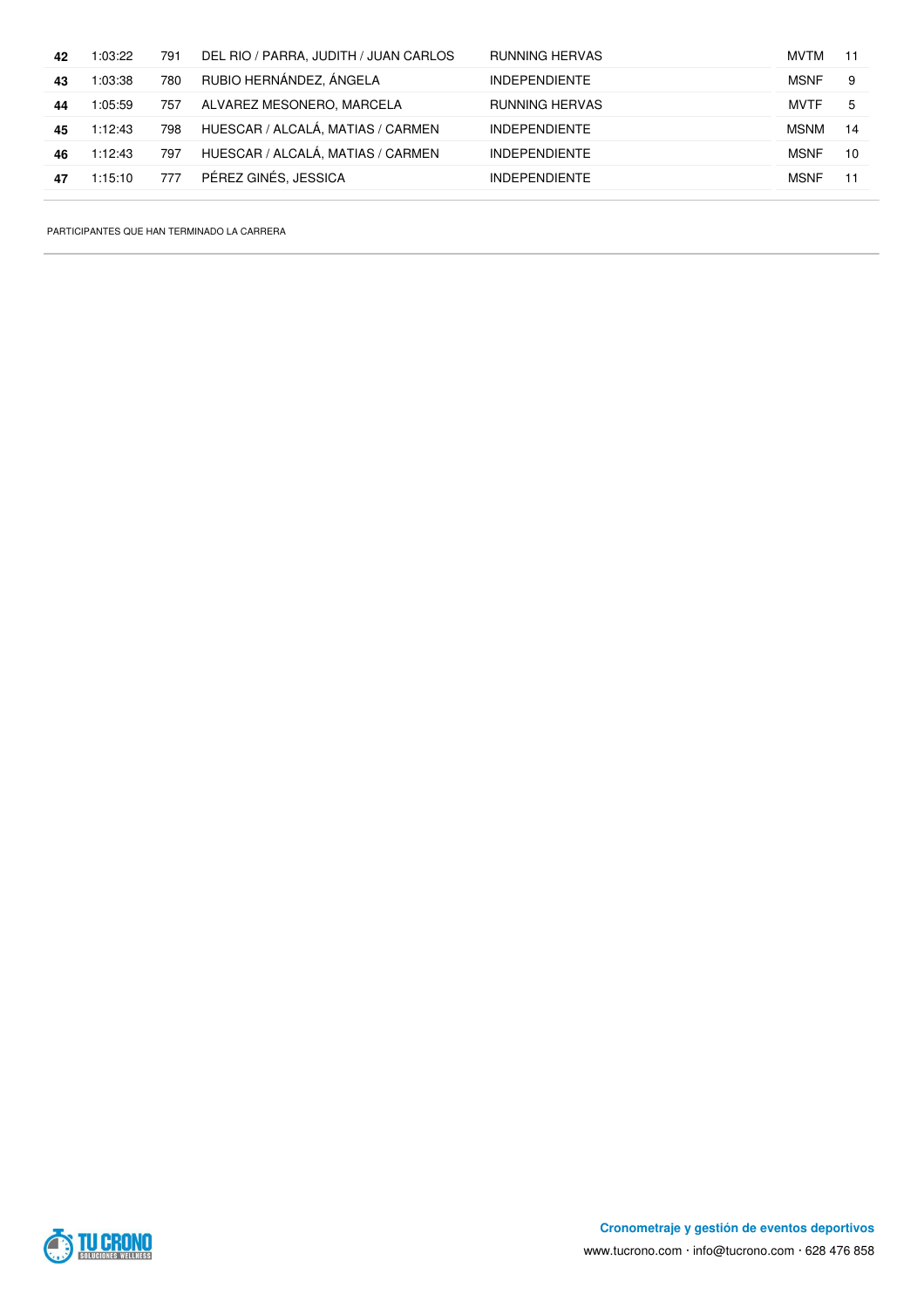| | | | | | | |
|---|---|---|---|---|---|---|
| **42** | 1:03:22 | 791 | DEL RIO / PARRA, JUDITH / JUAN CARLOS | RUNNING HERVAS | MVTM | 11 |
| **43** | 1:03:38 | 780 | RUBIO HERNÁNDEZ, ÁNGELA | INDEPENDIENTE | MSNF | 9 |
| **44** | 1:05:59 | 757 | ALVAREZ MESONERO, MARCELA | RUNNING HERVAS | MVTF | 5 |
| **45** | 1:12:43 | 798 | HUESCAR / ALCALÁ, MATIAS / CARMEN | INDEPENDIENTE | MSNM | 14 |
| **46** | 1:12:43 | 797 | HUESCAR / ALCALÁ, MATIAS / CARMEN | INDEPENDIENTE | MSNF | 10 |
| **47** | 1:15:10 | 777 | PÉREZ GINÉS, JESSICA | INDEPENDIENTE | MSNF | 11 |

PARTICIPANTES QUE HAN TERMINADO LA CARRERA

**Cronometraje y gestión de eventos deportivos**

www.tucrono.com · info@tucrono.com · 628 476 858